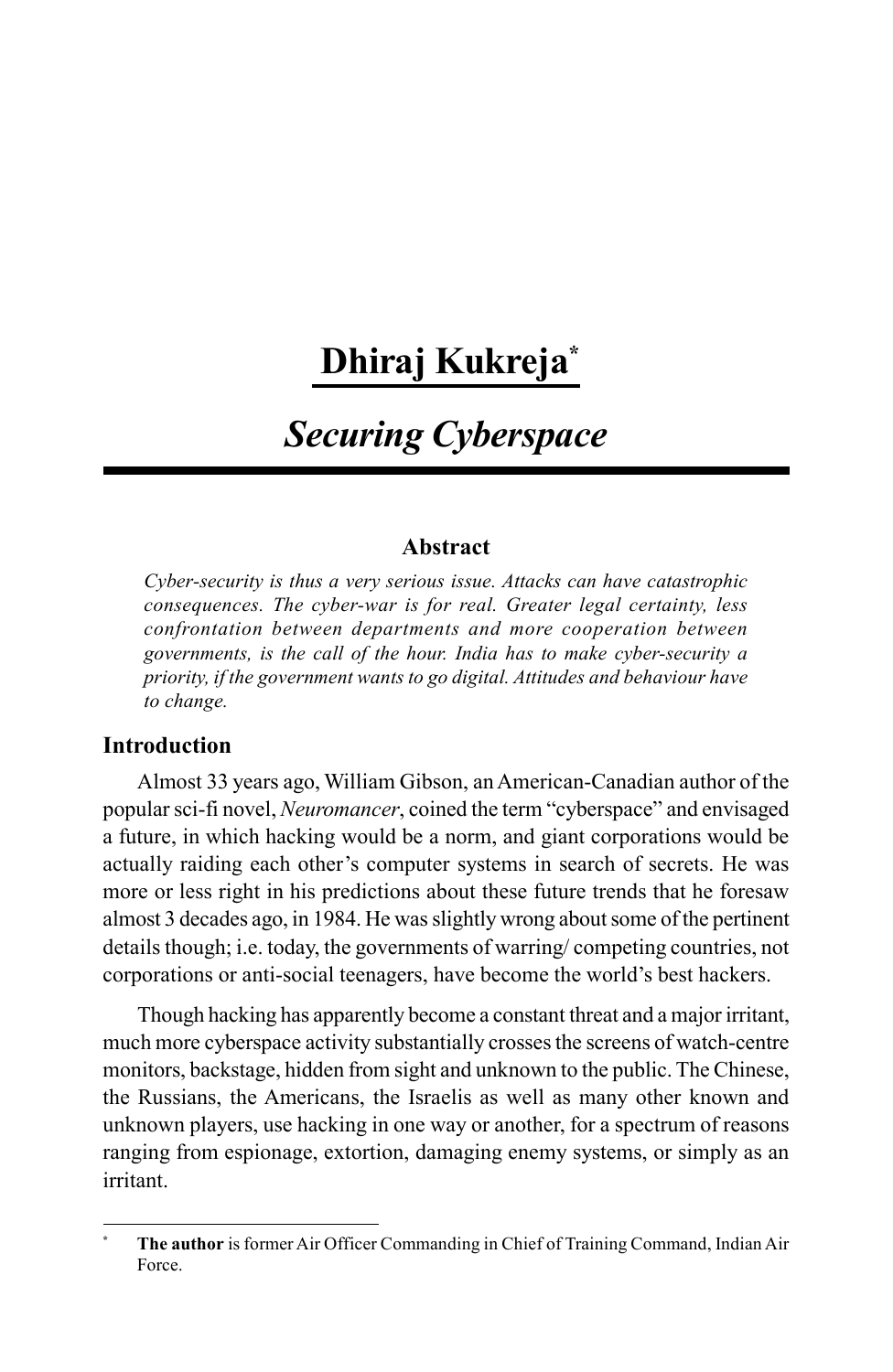# Dhiraj Kukreja*

## *Securing Cyberspace*

### Abstract

*Cyber-security is thus a very serious issue. Attacks can have catastrophic consequences. The cyber-war is for real. Greater legal certainty, less confrontation between departments and more cooperation between governments, is the call of the hour. India has to make cyber-security a priority, if the government wants to go digital. Attitudes and behaviour have to change.*

### Introduction

Almost 33 years ago, William Gibson, an American-Canadian author of the popular sci-fi novel, *Neuromancer*, coined the term "cyberspace" and envisaged a future, in which hacking would be a norm, and giant corporations would be actually raiding each other's computer systems in search of secrets. He was more or less right in his predictions about these future trends that he foresaw almost 3 decades ago, in 1984. He was slightly wrong about some of the pertinent details though; i.e. today, the governments of warring/ competing countries, not corporations or anti-social teenagers, have become the world's best hackers.

Though hacking has apparently become a constant threat and a major irritant, much more cyberspace activity substantially crosses the screens of watch-centre monitors, backstage, hidden from sight and unknown to the public. The Chinese, the Russians, the Americans, the Israelis as well as many other known and unknown players, use hacking in one way or another, for a spectrum of reasons ranging from espionage, extortion, damaging enemy systems, or simply as an irritant.

---

* **The author** is former Air Officer Commanding in Chief of Training Command, Indian Air Force.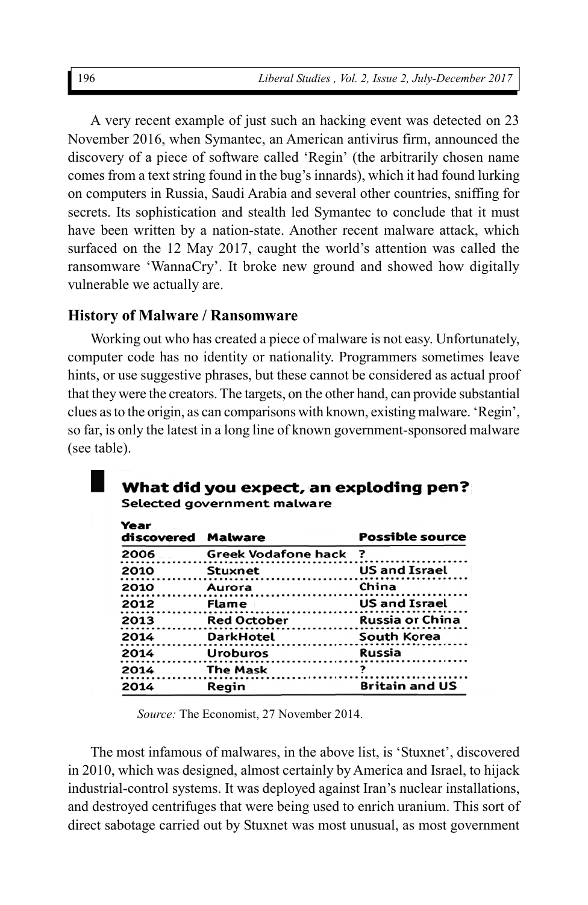A very recent example of just such an hacking event was detected on 23 November 2016, when Symantec, an American antivirus firm, announced the discovery of a piece of software called 'Regin' (the arbitrarily chosen name comes from a text string found in the bug's innards), which it had found lurking on computers in Russia, Saudi Arabia and several other countries, sniffing for secrets. Its sophistication and stealth led Symantec to conclude that it must have been written by a nation-state. Another recent malware attack, which surfaced on the 12 May 2017, caught the world's attention was called the ransomware 'WannaCry'. It broke new ground and showed how digitally vulnerable we actually are.

## History of Malware / Ransomware

Working out who has created a piece of malware is not easy. Unfortunately, computer code has no identity or nationality. Programmers sometimes leave hints, or use suggestive phrases, but these cannot be considered as actual proof that they were the creators. The targets, on the other hand, can provide substantial clues as to the origin, as can comparisons with known, existing malware. 'Regin', so far, is only the latest in a long line of known government-sponsored malware (see table).

**What did you expect, an exploding pen?**
Selected government malware

| Year discovered | Malware | Possible source |
|---|---|---|
| 2006 | Greek Vodafone hack | ? |
| 2010 | Stuxnet | US and Israel |
| 2010 | Aurora | China |
| 2012 | Flame | US and Israel |
| 2013 | Red October | Russia or China |
| 2014 | DarkHotel | South Korea |
| 2014 | Uroburos | Russia |
| 2014 | The Mask | ? |
| 2014 | Regin | Britain and US |

*Source:* The Economist, 27 November 2014.

The most infamous of malwares, in the above list, is 'Stuxnet', discovered in 2010, which was designed, almost certainly by America and Israel, to hijack industrial-control systems. It was deployed against Iran's nuclear installations, and destroyed centrifuges that were being used to enrich uranium. This sort of direct sabotage carried out by Stuxnet was most unusual, as most government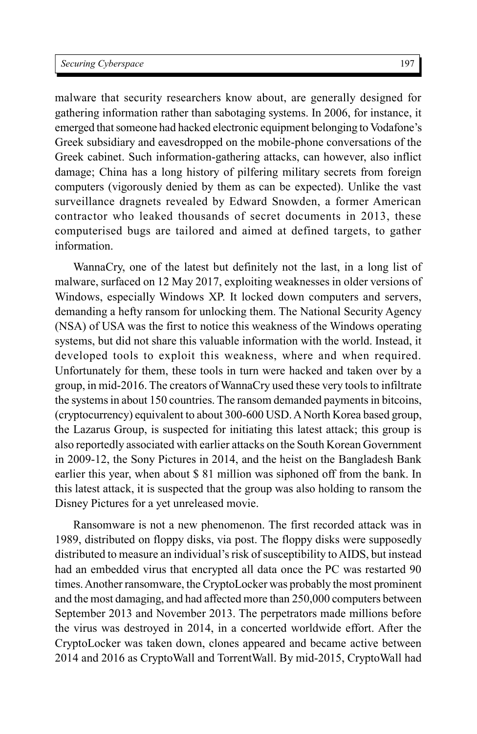malware that security researchers know about, are generally designed for gathering information rather than sabotaging systems. In 2006, for instance, it emerged that someone had hacked electronic equipment belonging to Vodafone's Greek subsidiary and eavesdropped on the mobile-phone conversations of the Greek cabinet. Such information-gathering attacks, can however, also inflict damage; China has a long history of pilfering military secrets from foreign computers (vigorously denied by them as can be expected). Unlike the vast surveillance dragnets revealed by Edward Snowden, a former American contractor who leaked thousands of secret documents in 2013, these computerised bugs are tailored and aimed at defined targets, to gather information.

WannaCry, one of the latest but definitely not the last, in a long list of malware, surfaced on 12 May 2017, exploiting weaknesses in older versions of Windows, especially Windows XP. It locked down computers and servers, demanding a hefty ransom for unlocking them. The National Security Agency (NSA) of USA was the first to notice this weakness of the Windows operating systems, but did not share this valuable information with the world. Instead, it developed tools to exploit this weakness, where and when required. Unfortunately for them, these tools in turn were hacked and taken over by a group, in mid-2016. The creators of WannaCry used these very tools to infiltrate the systems in about 150 countries. The ransom demanded payments in bitcoins, (cryptocurrency) equivalent to about 300-600 USD. A North Korea based group, the Lazarus Group, is suspected for initiating this latest attack; this group is also reportedly associated with earlier attacks on the South Korean Government in 2009-12, the Sony Pictures in 2014, and the heist on the Bangladesh Bank earlier this year, when about $ 81 million was siphoned off from the bank. In this latest attack, it is suspected that the group was also holding to ransom the Disney Pictures for a yet unreleased movie.

Ransomware is not a new phenomenon. The first recorded attack was in 1989, distributed on floppy disks, via post. The floppy disks were supposedly distributed to measure an individual's risk of susceptibility to AIDS, but instead had an embedded virus that encrypted all data once the PC was restarted 90 times. Another ransomware, the CryptoLocker was probably the most prominent and the most damaging, and had affected more than 250,000 computers between September 2013 and November 2013. The perpetrators made millions before the virus was destroyed in 2014, in a concerted worldwide effort. After the CryptoLocker was taken down, clones appeared and became active between 2014 and 2016 as CryptoWall and TorrentWall. By mid-2015, CryptoWall had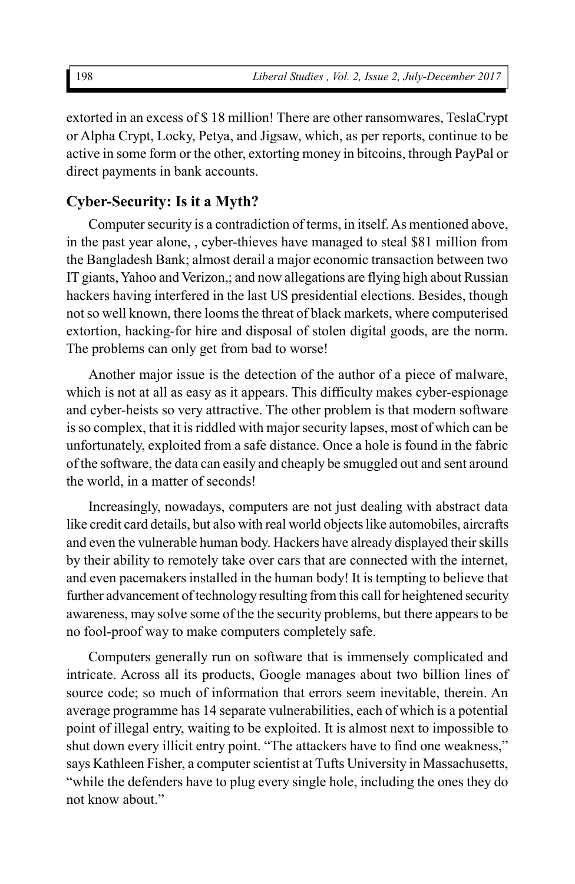extorted in an excess of $ 18 million! There are other ransomwares, TeslaCrypt or Alpha Crypt, Locky, Petya, and Jigsaw, which, as per reports, continue to be active in some form or the other, extorting money in bitcoins, through PayPal or direct payments in bank accounts.

## Cyber-Security: Is it a Myth?

Computer security is a contradiction of terms, in itself. As mentioned above, in the past year alone, , cyber-thieves have managed to steal $81 million from the Bangladesh Bank; almost derail a major economic transaction between two IT giants, Yahoo and Verizon,; and now allegations are flying high about Russian hackers having interfered in the last US presidential elections. Besides, though not so well known, there looms the threat of black markets, where computerised extortion, hacking-for hire and disposal of stolen digital goods, are the norm. The problems can only get from bad to worse!

Another major issue is the detection of the author of a piece of malware, which is not at all as easy as it appears. This difficulty makes cyber-espionage and cyber-heists so very attractive. The other problem is that modern software is so complex, that it is riddled with major security lapses, most of which can be unfortunately, exploited from a safe distance. Once a hole is found in the fabric of the software, the data can easily and cheaply be smuggled out and sent around the world, in a matter of seconds!

Increasingly, nowadays, computers are not just dealing with abstract data like credit card details, but also with real world objects like automobiles, aircrafts and even the vulnerable human body. Hackers have already displayed their skills by their ability to remotely take over cars that are connected with the internet, and even pacemakers installed in the human body! It is tempting to believe that further advancement of technology resulting from this call for heightened security awareness, may solve some of the the security problems, but there appears to be no fool-proof way to make computers completely safe.

Computers generally run on software that is immensely complicated and intricate. Across all its products, Google manages about two billion lines of source code; so much of information that errors seem inevitable, therein. An average programme has 14 separate vulnerabilities, each of which is a potential point of illegal entry, waiting to be exploited. It is almost next to impossible to shut down every illicit entry point. "The attackers have to find one weakness," says Kathleen Fisher, a computer scientist at Tufts University in Massachusetts, "while the defenders have to plug every single hole, including the ones they do not know about."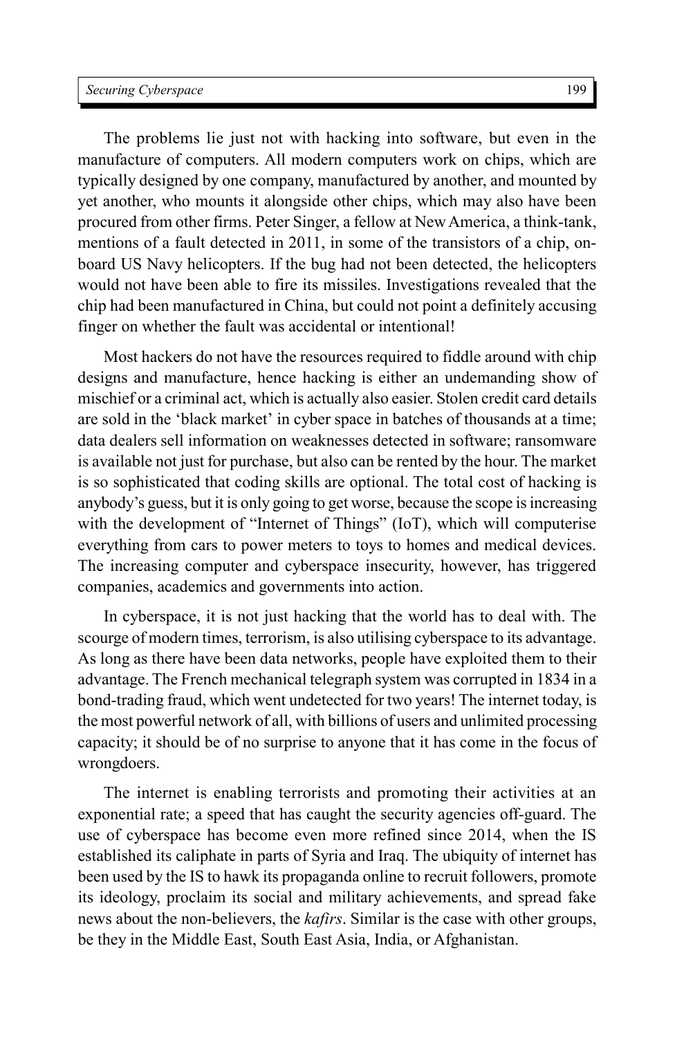The problems lie just not with hacking into software, but even in the manufacture of computers. All modern computers work on chips, which are typically designed by one company, manufactured by another, and mounted by yet another, who mounts it alongside other chips, which may also have been procured from other firms. Peter Singer, a fellow at New America, a think-tank, mentions of a fault detected in 2011, in some of the transistors of a chip, on-board US Navy helicopters. If the bug had not been detected, the helicopters would not have been able to fire its missiles. Investigations revealed that the chip had been manufactured in China, but could not point a definitely accusing finger on whether the fault was accidental or intentional!

Most hackers do not have the resources required to fiddle around with chip designs and manufacture, hence hacking is either an undemanding show of mischief or a criminal act, which is actually also easier. Stolen credit card details are sold in the 'black market' in cyber space in batches of thousands at a time; data dealers sell information on weaknesses detected in software; ransomware is available not just for purchase, but also can be rented by the hour. The market is so sophisticated that coding skills are optional. The total cost of hacking is anybody's guess, but it is only going to get worse, because the scope is increasing with the development of "Internet of Things" (IoT), which will computerise everything from cars to power meters to toys to homes and medical devices. The increasing computer and cyberspace insecurity, however, has triggered companies, academics and governments into action.

In cyberspace, it is not just hacking that the world has to deal with. The scourge of modern times, terrorism, is also utilising cyberspace to its advantage. As long as there have been data networks, people have exploited them to their advantage. The French mechanical telegraph system was corrupted in 1834 in a bond-trading fraud, which went undetected for two years! The internet today, is the most powerful network of all, with billions of users and unlimited processing capacity; it should be of no surprise to anyone that it has come in the focus of wrongdoers.

The internet is enabling terrorists and promoting their activities at an exponential rate; a speed that has caught the security agencies off-guard. The use of cyberspace has become even more refined since 2014, when the IS established its caliphate in parts of Syria and Iraq. The ubiquity of internet has been used by the IS to hawk its propaganda online to recruit followers, promote its ideology, proclaim its social and military achievements, and spread fake news about the non-believers, the *kafirs*. Similar is the case with other groups, be they in the Middle East, South East Asia, India, or Afghanistan.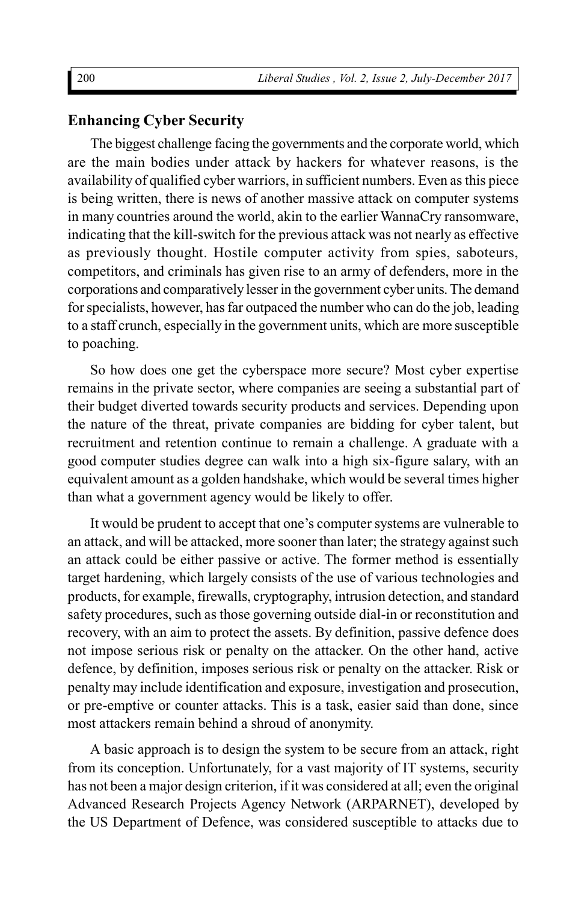## Enhancing Cyber Security

The biggest challenge facing the governments and the corporate world, which are the main bodies under attack by hackers for whatever reasons, is the availability of qualified cyber warriors, in sufficient numbers. Even as this piece is being written, there is news of another massive attack on computer systems in many countries around the world, akin to the earlier WannaCry ransomware, indicating that the kill-switch for the previous attack was not nearly as effective as previously thought. Hostile computer activity from spies, saboteurs, competitors, and criminals has given rise to an army of defenders, more in the corporations and comparatively lesser in the government cyber units. The demand for specialists, however, has far outpaced the number who can do the job, leading to a staff crunch, especially in the government units, which are more susceptible to poaching.

So how does one get the cyberspace more secure? Most cyber expertise remains in the private sector, where companies are seeing a substantial part of their budget diverted towards security products and services. Depending upon the nature of the threat, private companies are bidding for cyber talent, but recruitment and retention continue to remain a challenge. A graduate with a good computer studies degree can walk into a high six-figure salary, with an equivalent amount as a golden handshake, which would be several times higher than what a government agency would be likely to offer.

It would be prudent to accept that one's computer systems are vulnerable to an attack, and will be attacked, more sooner than later; the strategy against such an attack could be either passive or active. The former method is essentially target hardening, which largely consists of the use of various technologies and products, for example, firewalls, cryptography, intrusion detection, and standard safety procedures, such as those governing outside dial-in or reconstitution and recovery, with an aim to protect the assets. By definition, passive defence does not impose serious risk or penalty on the attacker. On the other hand, active defence, by definition, imposes serious risk or penalty on the attacker. Risk or penalty may include identification and exposure, investigation and prosecution, or pre-emptive or counter attacks. This is a task, easier said than done, since most attackers remain behind a shroud of anonymity.

A basic approach is to design the system to be secure from an attack, right from its conception. Unfortunately, for a vast majority of IT systems, security has not been a major design criterion, if it was considered at all; even the original Advanced Research Projects Agency Network (ARPARNET), developed by the US Department of Defence, was considered susceptible to attacks due to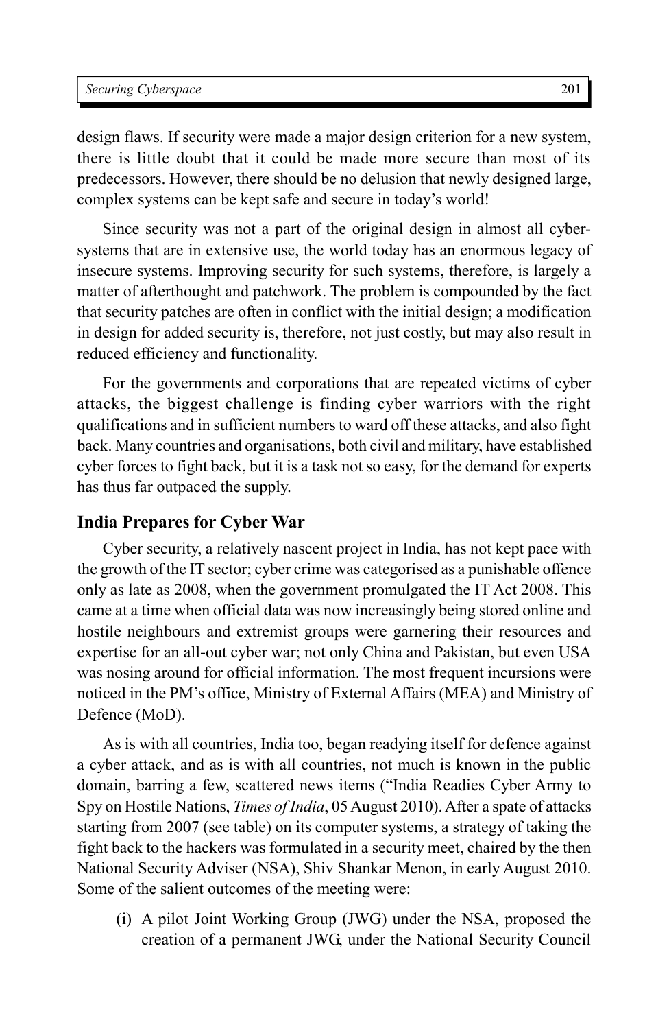design flaws. If security were made a major design criterion for a new system, there is little doubt that it could be made more secure than most of its predecessors. However, there should be no delusion that newly designed large, complex systems can be kept safe and secure in today's world!

Since security was not a part of the original design in almost all cyber-systems that are in extensive use, the world today has an enormous legacy of insecure systems. Improving security for such systems, therefore, is largely a matter of afterthought and patchwork. The problem is compounded by the fact that security patches are often in conflict with the initial design; a modification in design for added security is, therefore, not just costly, but may also result in reduced efficiency and functionality.

For the governments and corporations that are repeated victims of cyber attacks, the biggest challenge is finding cyber warriors with the right qualifications and in sufficient numbers to ward off these attacks, and also fight back. Many countries and organisations, both civil and military, have established cyber forces to fight back, but it is a task not so easy, for the demand for experts has thus far outpaced the supply.

### India Prepares for Cyber War

Cyber security, a relatively nascent project in India, has not kept pace with the growth of the IT sector; cyber crime was categorised as a punishable offence only as late as 2008, when the government promulgated the IT Act 2008. This came at a time when official data was now increasingly being stored online and hostile neighbours and extremist groups were garnering their resources and expertise for an all-out cyber war; not only China and Pakistan, but even USA was nosing around for official information. The most frequent incursions were noticed in the PM's office, Ministry of External Affairs (MEA) and Ministry of Defence (MoD).

As is with all countries, India too, began readying itself for defence against a cyber attack, and as is with all countries, not much is known in the public domain, barring a few, scattered news items ("India Readies Cyber Army to Spy on Hostile Nations, *Times of India*, 05 August 2010). After a spate of attacks starting from 2007 (see table) on its computer systems, a strategy of taking the fight back to the hackers was formulated in a security meet, chaired by the then National Security Adviser (NSA), Shiv Shankar Menon, in early August 2010. Some of the salient outcomes of the meeting were:

(i) A pilot Joint Working Group (JWG) under the NSA, proposed the creation of a permanent JWG, under the National Security Council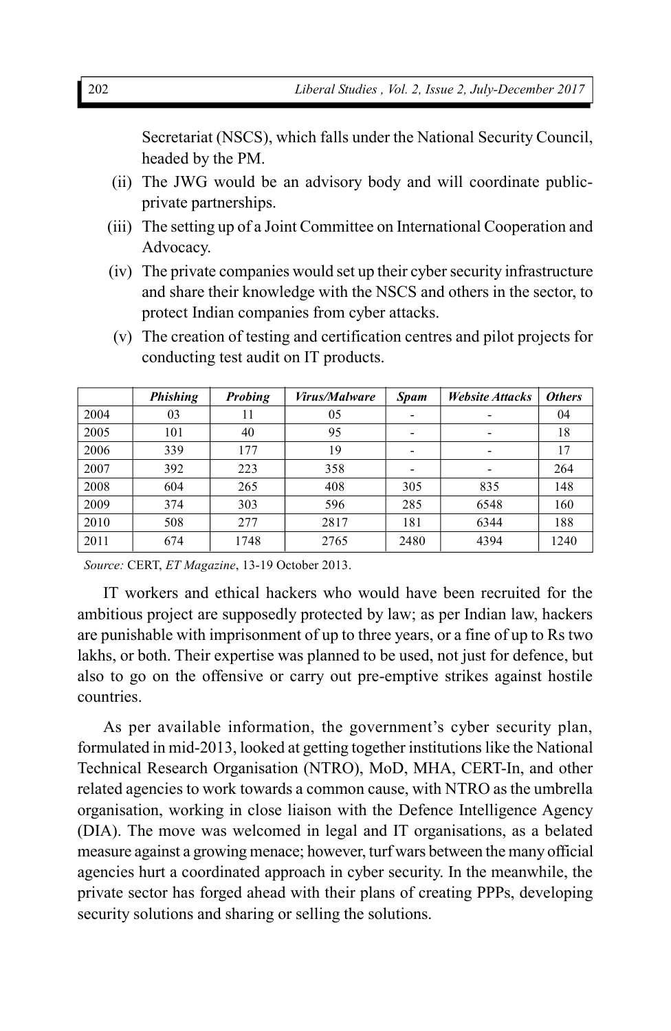Secretariat (NSCS), which falls under the National Security Council, headed by the PM.

(ii) The JWG would be an advisory body and will coordinate public-private partnerships.

(iii) The setting up of a Joint Committee on International Cooperation and Advocacy.

(iv) The private companies would set up their cyber security infrastructure and share their knowledge with the NSCS and others in the sector, to protect Indian companies from cyber attacks.

(v) The creation of testing and certification centres and pilot projects for conducting test audit on IT products.

| | *Phishing* | *Probing* | *Virus/Malware* | *Spam* | *Website Attacks* | *Others* |
|---|---|---|---|---|---|---|
| 2004 | 03 | 11 | 05 | - | - | 04 |
| 2005 | 101 | 40 | 95 | - | - | 18 |
| 2006 | 339 | 177 | 19 | - | - | 17 |
| 2007 | 392 | 223 | 358 | - | - | 264 |
| 2008 | 604 | 265 | 408 | 305 | 835 | 148 |
| 2009 | 374 | 303 | 596 | 285 | 6548 | 160 |
| 2010 | 508 | 277 | 2817 | 181 | 6344 | 188 |
| 2011 | 674 | 1748 | 2765 | 2480 | 4394 | 1240 |

*Source:* CERT, *ET Magazine*, 13-19 October 2013.

IT workers and ethical hackers who would have been recruited for the ambitious project are supposedly protected by law; as per Indian law, hackers are punishable with imprisonment of up to three years, or a fine of up to Rs two lakhs, or both. Their expertise was planned to be used, not just for defence, but also to go on the offensive or carry out pre-emptive strikes against hostile countries.

As per available information, the government's cyber security plan, formulated in mid-2013, looked at getting together institutions like the National Technical Research Organisation (NTRO), MoD, MHA, CERT-In, and other related agencies to work towards a common cause, with NTRO as the umbrella organisation, working in close liaison with the Defence Intelligence Agency (DIA). The move was welcomed in legal and IT organisations, as a belated measure against a growing menace; however, turf wars between the many official agencies hurt a coordinated approach in cyber security. In the meanwhile, the private sector has forged ahead with their plans of creating PPPs, developing security solutions and sharing or selling the solutions.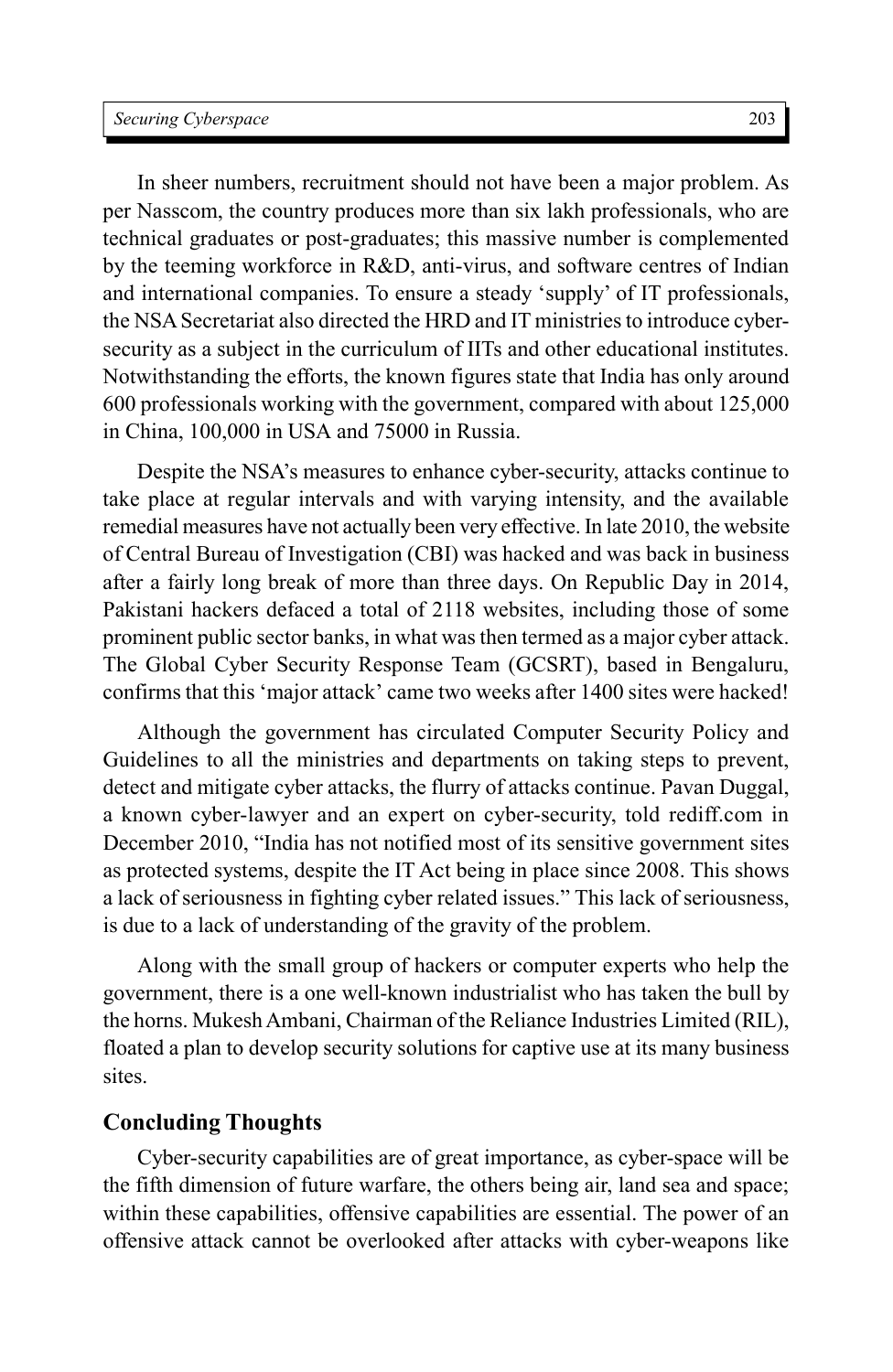In sheer numbers, recruitment should not have been a major problem. As per Nasscom, the country produces more than six lakh professionals, who are technical graduates or post-graduates; this massive number is complemented by the teeming workforce in R&D, anti-virus, and software centres of Indian and international companies. To ensure a steady 'supply' of IT professionals, the NSA Secretariat also directed the HRD and IT ministries to introduce cyber-security as a subject in the curriculum of IITs and other educational institutes. Notwithstanding the efforts, the known figures state that India has only around 600 professionals working with the government, compared with about 125,000 in China, 100,000 in USA and 75000 in Russia.

Despite the NSA's measures to enhance cyber-security, attacks continue to take place at regular intervals and with varying intensity, and the available remedial measures have not actually been very effective. In late 2010, the website of Central Bureau of Investigation (CBI) was hacked and was back in business after a fairly long break of more than three days. On Republic Day in 2014, Pakistani hackers defaced a total of 2118 websites, including those of some prominent public sector banks, in what was then termed as a major cyber attack. The Global Cyber Security Response Team (GCSRT), based in Bengaluru, confirms that this 'major attack' came two weeks after 1400 sites were hacked!

Although the government has circulated Computer Security Policy and Guidelines to all the ministries and departments on taking steps to prevent, detect and mitigate cyber attacks, the flurry of attacks continue. Pavan Duggal, a known cyber-lawyer and an expert on cyber-security, told rediff.com in December 2010, "India has not notified most of its sensitive government sites as protected systems, despite the IT Act being in place since 2008. This shows a lack of seriousness in fighting cyber related issues." This lack of seriousness, is due to a lack of understanding of the gravity of the problem.

Along with the small group of hackers or computer experts who help the government, there is a one well-known industrialist who has taken the bull by the horns. Mukesh Ambani, Chairman of the Reliance Industries Limited (RIL), floated a plan to develop security solutions for captive use at its many business sites.

## Concluding Thoughts

Cyber-security capabilities are of great importance, as cyber-space will be the fifth dimension of future warfare, the others being air, land sea and space; within these capabilities, offensive capabilities are essential. The power of an offensive attack cannot be overlooked after attacks with cyber-weapons like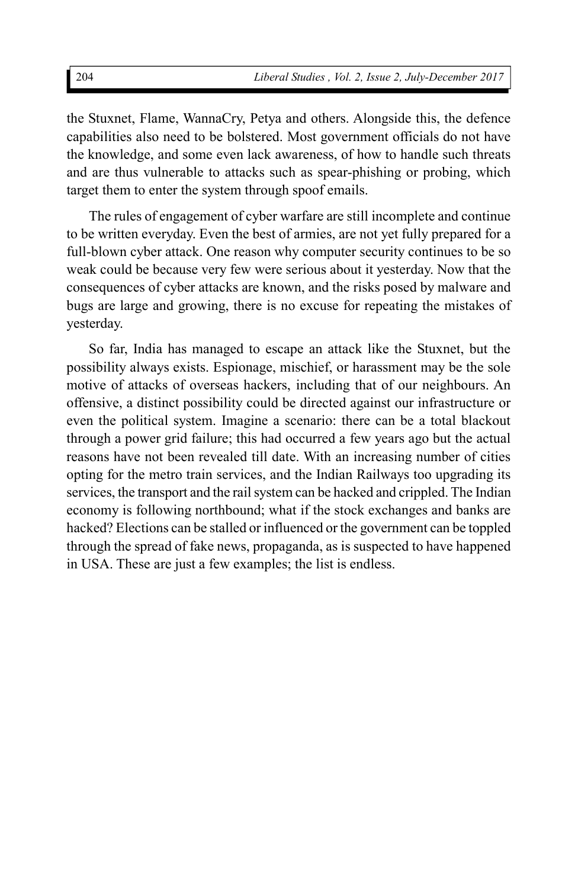the Stuxnet, Flame, WannaCry, Petya and others. Alongside this, the defence capabilities also need to be bolstered. Most government officials do not have the knowledge, and some even lack awareness, of how to handle such threats and are thus vulnerable to attacks such as spear-phishing or probing, which target them to enter the system through spoof emails.

The rules of engagement of cyber warfare are still incomplete and continue to be written everyday. Even the best of armies, are not yet fully prepared for a full-blown cyber attack. One reason why computer security continues to be so weak could be because very few were serious about it yesterday. Now that the consequences of cyber attacks are known, and the risks posed by malware and bugs are large and growing, there is no excuse for repeating the mistakes of yesterday.

So far, India has managed to escape an attack like the Stuxnet, but the possibility always exists. Espionage, mischief, or harassment may be the sole motive of attacks of overseas hackers, including that of our neighbours. An offensive, a distinct possibility could be directed against our infrastructure or even the political system. Imagine a scenario: there can be a total blackout through a power grid failure; this had occurred a few years ago but the actual reasons have not been revealed till date. With an increasing number of cities opting for the metro train services, and the Indian Railways too upgrading its services, the transport and the rail system can be hacked and crippled. The Indian economy is following northbound; what if the stock exchanges and banks are hacked? Elections can be stalled or influenced or the government can be toppled through the spread of fake news, propaganda, as is suspected to have happened in USA. These are just a few examples; the list is endless.